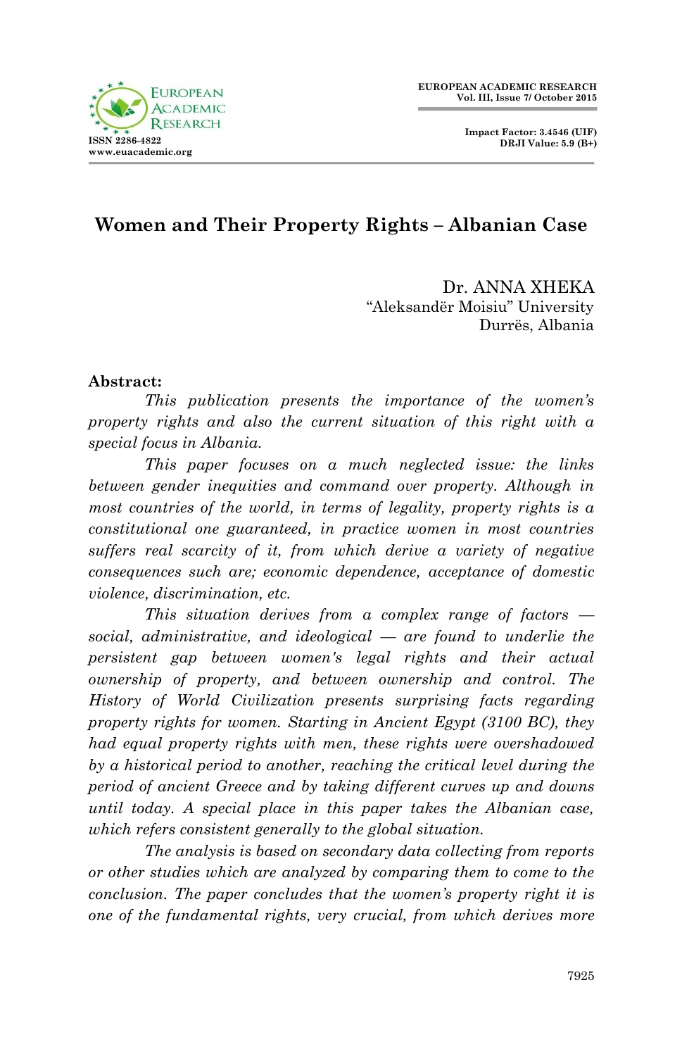# Women and Their Property Rights – Albanian Case

Dr. ANNA XHEKA
"Aleksandër Moisiu" University
Durrës, Albania

**Abstract:**

*This publication presents the importance of the women's property rights and also the current situation of this right with a special focus in Albania.*

*This paper focuses on a much neglected issue: the links between gender inequities and command over property. Although in most countries of the world, in terms of legality, property rights is a constitutional one guaranteed, in practice women in most countries suffers real scarcity of it, from which derive a variety of negative consequences such are; economic dependence, acceptance of domestic violence, discrimination, etc.*

*This situation derives from a complex range of factors — social, administrative, and ideological — are found to underlie the persistent gap between women's legal rights and their actual ownership of property, and between ownership and control. The History of World Civilization presents surprising facts regarding property rights for women. Starting in Ancient Egypt (3100 BC), they had equal property rights with men, these rights were overshadowed by a historical period to another, reaching the critical level during the period of ancient Greece and by taking different curves up and downs until today. A special place in this paper takes the Albanian case, which refers consistent generally to the global situation.*

*The analysis is based on secondary data collecting from reports or other studies which are analyzed by comparing them to come to the conclusion. The paper concludes that the women's property right it is one of the fundamental rights, very crucial, from which derives more*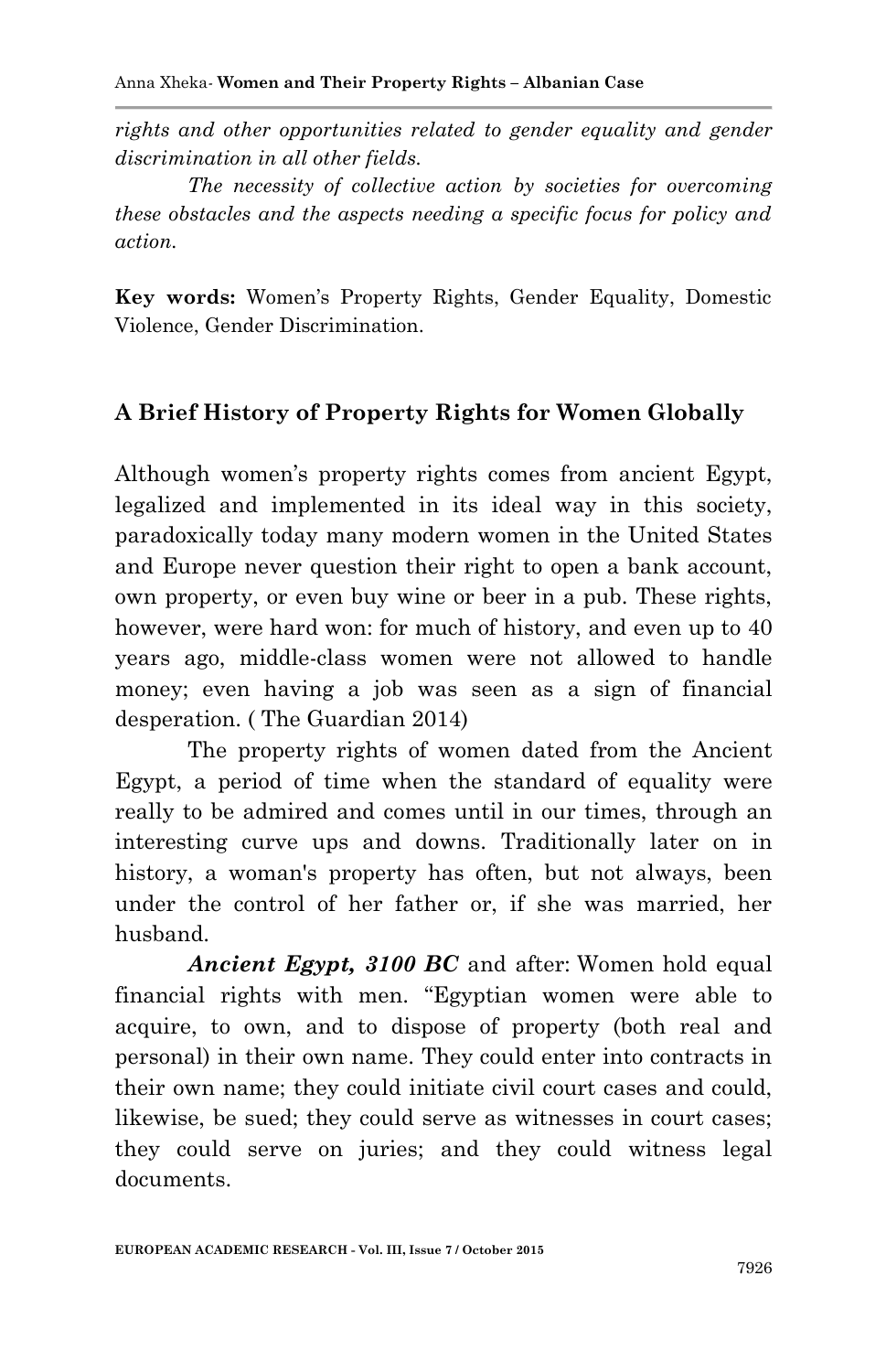*rights and other opportunities related to gender equality and gender discrimination in all other fields.*

*The necessity of collective action by societies for overcoming these obstacles and the aspects needing a specific focus for policy and action.*

**Key words:** Women's Property Rights, Gender Equality, Domestic Violence, Gender Discrimination.

## A Brief History of Property Rights for Women Globally

Although women's property rights comes from ancient Egypt, legalized and implemented in its ideal way in this society, paradoxically today many modern women in the United States and Europe never question their right to open a bank account, own property, or even buy wine or beer in a pub. These rights, however, were hard won: for much of history, and even up to 40 years ago, middle-class women were not allowed to handle money; even having a job was seen as a sign of financial desperation. ( The Guardian 2014)

The property rights of women dated from the Ancient Egypt, a period of time when the standard of equality were really to be admired and comes until in our times, through an interesting curve ups and downs. Traditionally later on in history, a woman's property has often, but not always, been under the control of her father or, if she was married, her husband.

***Ancient Egypt, 3100 BC*** and after: Women hold equal financial rights with men. "Egyptian women were able to acquire, to own, and to dispose of property (both real and personal) in their own name. They could enter into contracts in their own name; they could initiate civil court cases and could, likewise, be sued; they could serve as witnesses in court cases; they could serve on juries; and they could witness legal documents.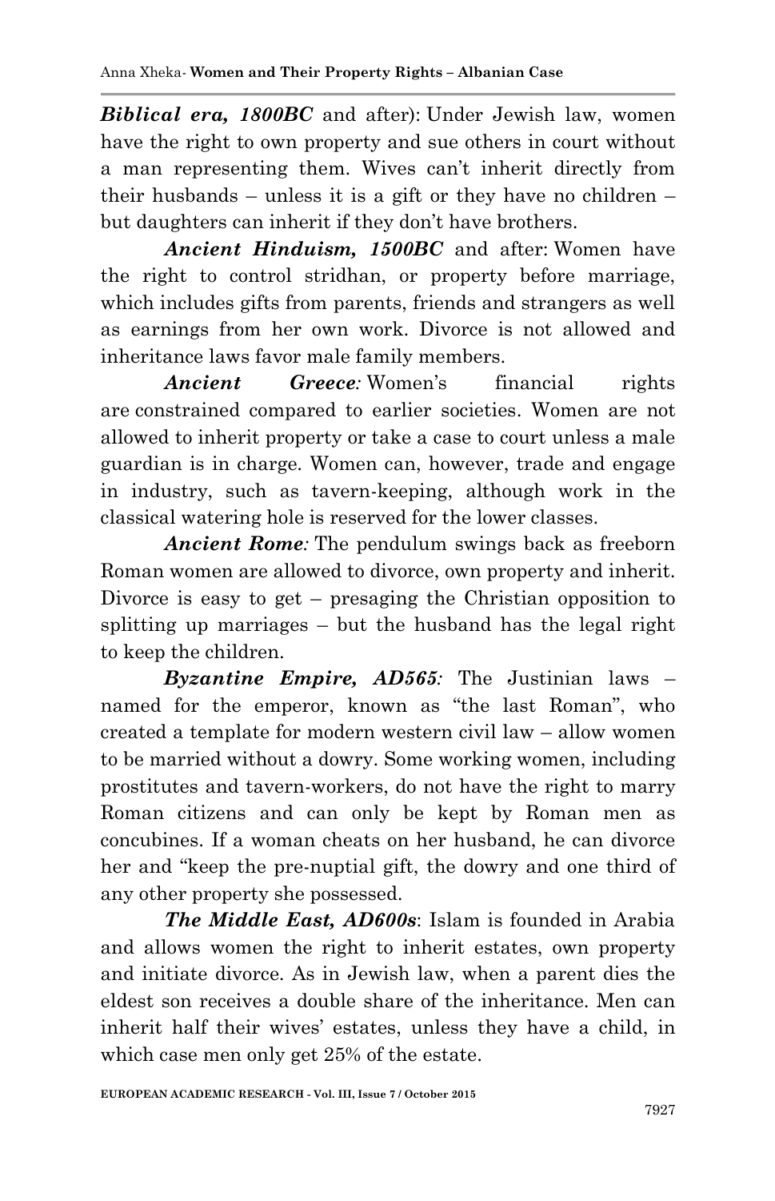***Biblical era, 1800BC*** and after): Under Jewish law, women have the right to own property and sue others in court without a man representing them. Wives can't inherit directly from their husbands – unless it is a gift or they have no children – but daughters can inherit if they don't have brothers.

***Ancient Hinduism, 1500BC*** and after: Women have the right to control stridhan, or property before marriage, which includes gifts from parents, friends and strangers as well as earnings from her own work. Divorce is not allowed and inheritance laws favor male family members.

***Ancient Greece:*** Women's financial rights are constrained compared to earlier societies. Women are not allowed to inherit property or take a case to court unless a male guardian is in charge. Women can, however, trade and engage in industry, such as tavern-keeping, although work in the classical watering hole is reserved for the lower classes.

***Ancient Rome:*** The pendulum swings back as freeborn Roman women are allowed to divorce, own property and inherit. Divorce is easy to get – presaging the Christian opposition to splitting up marriages – but the husband has the legal right to keep the children.

***Byzantine Empire, AD565:*** The Justinian laws – named for the emperor, known as "the last Roman", who created a template for modern western civil law – allow women to be married without a dowry. Some working women, including prostitutes and tavern-workers, do not have the right to marry Roman citizens and can only be kept by Roman men as concubines. If a woman cheats on her husband, he can divorce her and "keep the pre-nuptial gift, the dowry and one third of any other property she possessed.

***The Middle East, AD600s***: Islam is founded in Arabia and allows women the right to inherit estates, own property and initiate divorce. As in Jewish law, when a parent dies the eldest son receives a double share of the inheritance. Men can inherit half their wives' estates, unless they have a child, in which case men only get 25% of the estate.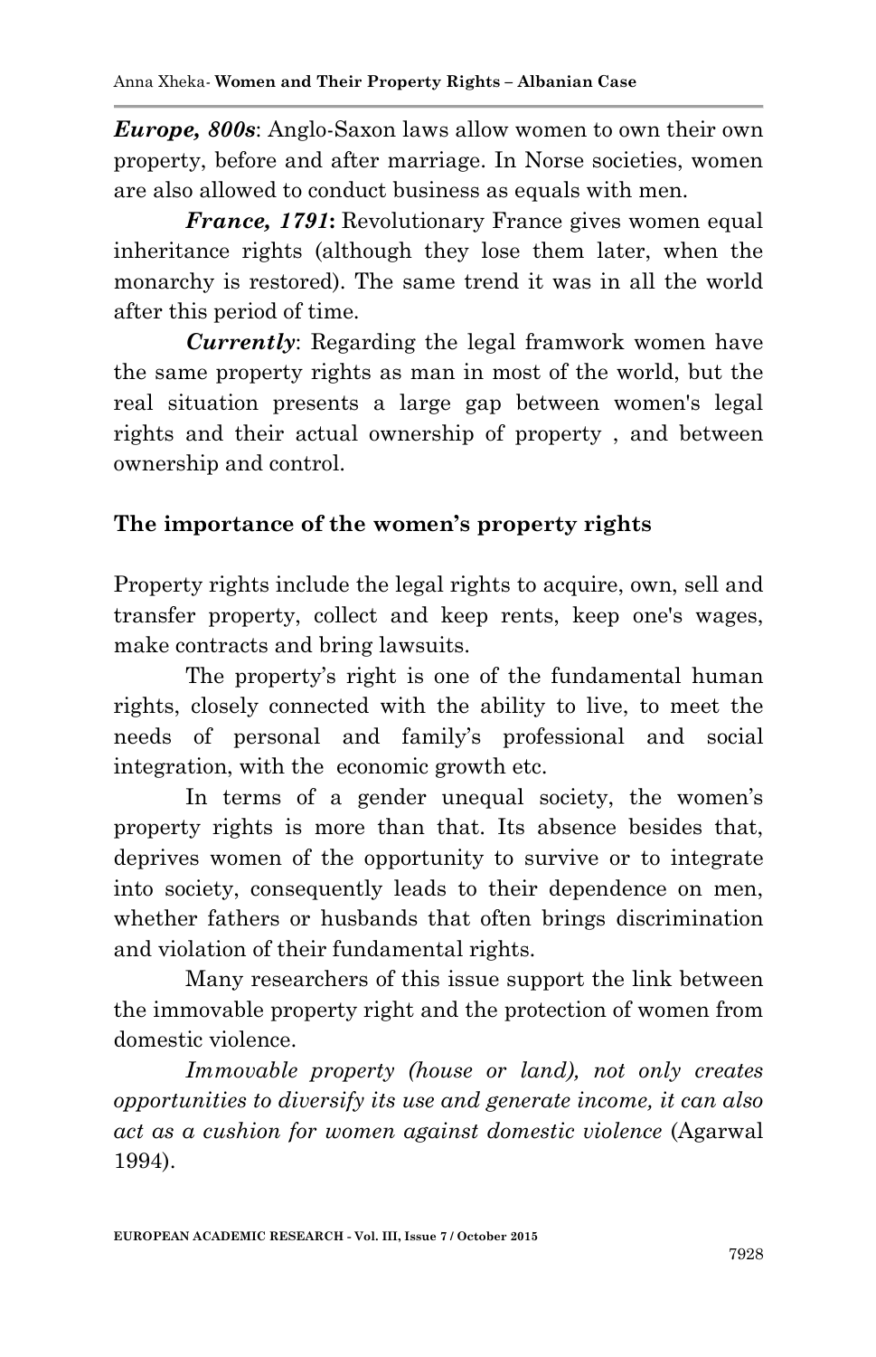***Europe, 800s***: Anglo-Saxon laws allow women to own their own property, before and after marriage. In Norse societies, women are also allowed to conduct business as equals with men.

***France, 1791*****:** Revolutionary France gives women equal inheritance rights (although they lose them later, when the monarchy is restored). The same trend it was in all the world after this period of time.

***Currently***: Regarding the legal framwork women have the same property rights as man in most of the world, but the real situation presents a large gap between women's legal rights and their actual ownership of property , and between ownership and control.

## The importance of the women's property rights

Property rights include the legal rights to acquire, own, sell and transfer property, collect and keep rents, keep one's wages, make contracts and bring lawsuits.

The property's right is one of the fundamental human rights, closely connected with the ability to live, to meet the needs of personal and family's professional and social integration, with the economic growth etc.

In terms of a gender unequal society, the women's property rights is more than that. Its absence besides that, deprives women of the opportunity to survive or to integrate into society, consequently leads to their dependence on men, whether fathers or husbands that often brings discrimination and violation of their fundamental rights.

Many researchers of this issue support the link between the immovable property right and the protection of women from domestic violence.

*Immovable property (house or land), not only creates opportunities to diversify its use and generate income, it can also act as a cushion for women against domestic violence* (Agarwal 1994).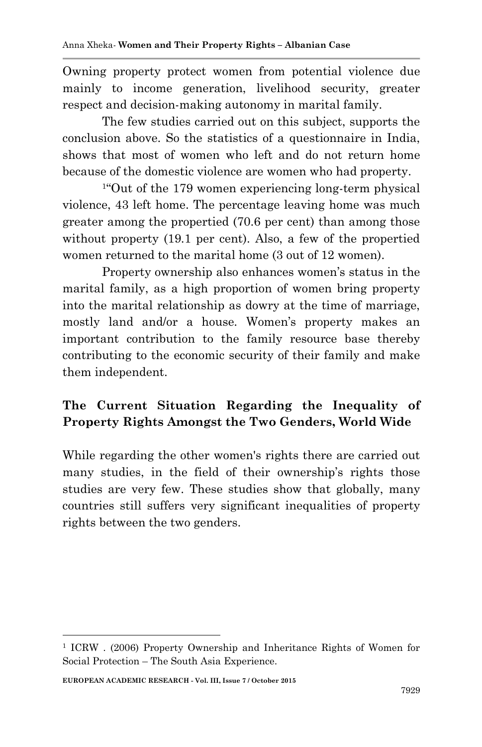Owning property protect women from potential violence due mainly to income generation, livelihood security, greater respect and decision-making autonomy in marital family.

The few studies carried out on this subject, supports the conclusion above. So the statistics of a questionnaire in India, shows that most of women who left and do not return home because of the domestic violence are women who had property.

[1]"Out of the 179 women experiencing long-term physical violence, 43 left home. The percentage leaving home was much greater among the propertied (70.6 per cent) than among those without property (19.1 per cent). Also, a few of the propertied women returned to the marital home (3 out of 12 women).

Property ownership also enhances women's status in the marital family, as a high proportion of women bring property into the marital relationship as dowry at the time of marriage, mostly land and/or a house. Women's property makes an important contribution to the family resource base thereby contributing to the economic security of their family and make them independent.

## The Current Situation Regarding the Inequality of Property Rights Amongst the Two Genders, World Wide

While regarding the other women's rights there are carried out many studies, in the field of their ownership's rights those studies are very few. These studies show that globally, many countries still suffers very significant inequalities of property rights between the two genders.

---

[1] ICRW . (2006) Property Ownership and Inheritance Rights of Women for Social Protection – The South Asia Experience.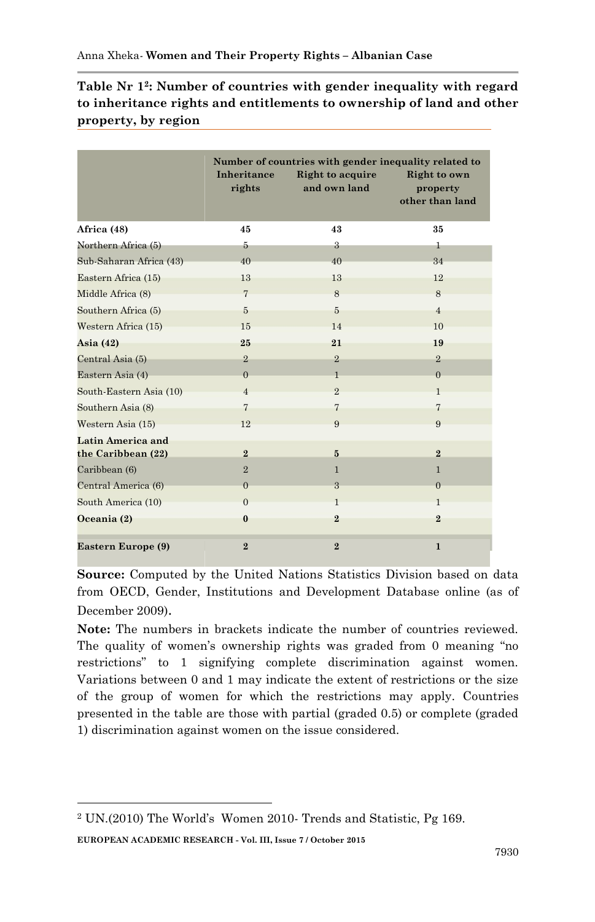**Table Nr 1[2]: Number of countries with gender inequality with regard to inheritance rights and entitlements to ownership of land and other property, by region**

| | Number of countries with gender inequality related to | | |
|---|---|---|---|
| | Inheritance rights | Right to acquire and own land | Right to own property other than land |
| **Africa (48)** | **45** | **43** | **35** |
| Northern Africa (5) | 5 | 3 | 1 |
| Sub-Saharan Africa (43) | 40 | 40 | 34 |
| Eastern Africa (15) | 13 | 13 | 12 |
| Middle Africa (8) | 7 | 8 | 8 |
| Southern Africa (5) | 5 | 5 | 4 |
| Western Africa (15) | 15 | 14 | 10 |
| **Asia (42)** | **25** | **21** | **19** |
| Central Asia (5) | 2 | 2 | 2 |
| Eastern Asia (4) | 0 | 1 | 0 |
| South-Eastern Asia (10) | 4 | 2 | 1 |
| Southern Asia (8) | 7 | 7 | 7 |
| Western Asia (15) | 12 | 9 | 9 |
| **Latin America and the Caribbean (22)** | **2** | **5** | **2** |
| Caribbean (6) | 2 | 1 | 1 |
| Central America (6) | 0 | 3 | 0 |
| South America (10) | 0 | 1 | 1 |
| **Oceania (2)** | **0** | **2** | **2** |
| **Eastern Europe (9)** | **2** | **2** | **1** |

**Source:** Computed by the United Nations Statistics Division based on data from OECD, Gender, Institutions and Development Database online (as of December 2009).

**Note:** The numbers in brackets indicate the number of countries reviewed. The quality of women's ownership rights was graded from 0 meaning "no restrictions" to 1 signifying complete discrimination against women. Variations between 0 and 1 may indicate the extent of restrictions or the size of the group of women for which the restrictions may apply. Countries presented in the table are those with partial (graded 0.5) or complete (graded 1) discrimination against women on the issue considered.

[2] UN.(2010) The World's Women 2010- Trends and Statistic, Pg 169.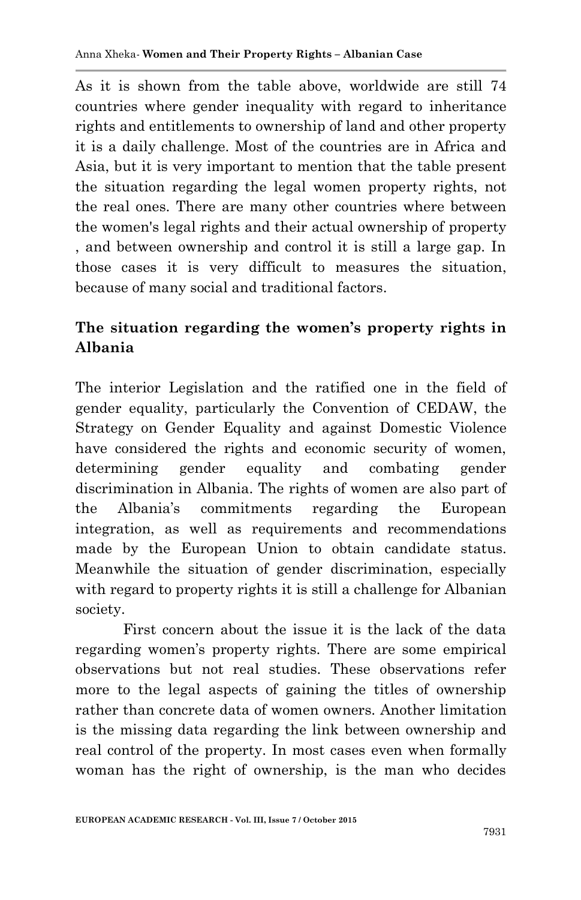As it is shown from the table above, worldwide are still 74 countries where gender inequality with regard to inheritance rights and entitlements to ownership of land and other property it is a daily challenge. Most of the countries are in Africa and Asia, but it is very important to mention that the table present the situation regarding the legal women property rights, not the real ones. There are many other countries where between the women's legal rights and their actual ownership of property , and between ownership and control it is still a large gap. In those cases it is very difficult to measures the situation, because of many social and traditional factors.

## The situation regarding the women's property rights in Albania

The interior Legislation and the ratified one in the field of gender equality, particularly the Convention of CEDAW, the Strategy on Gender Equality and against Domestic Violence have considered the rights and economic security of women, determining gender equality and combating gender discrimination in Albania. The rights of women are also part of the Albania's commitments regarding the European integration, as well as requirements and recommendations made by the European Union to obtain candidate status. Meanwhile the situation of gender discrimination, especially with regard to property rights it is still a challenge for Albanian society.

First concern about the issue it is the lack of the data regarding women's property rights. There are some empirical observations but not real studies. These observations refer more to the legal aspects of gaining the titles of ownership rather than concrete data of women owners. Another limitation is the missing data regarding the link between ownership and real control of the property. In most cases even when formally woman has the right of ownership, is the man who decides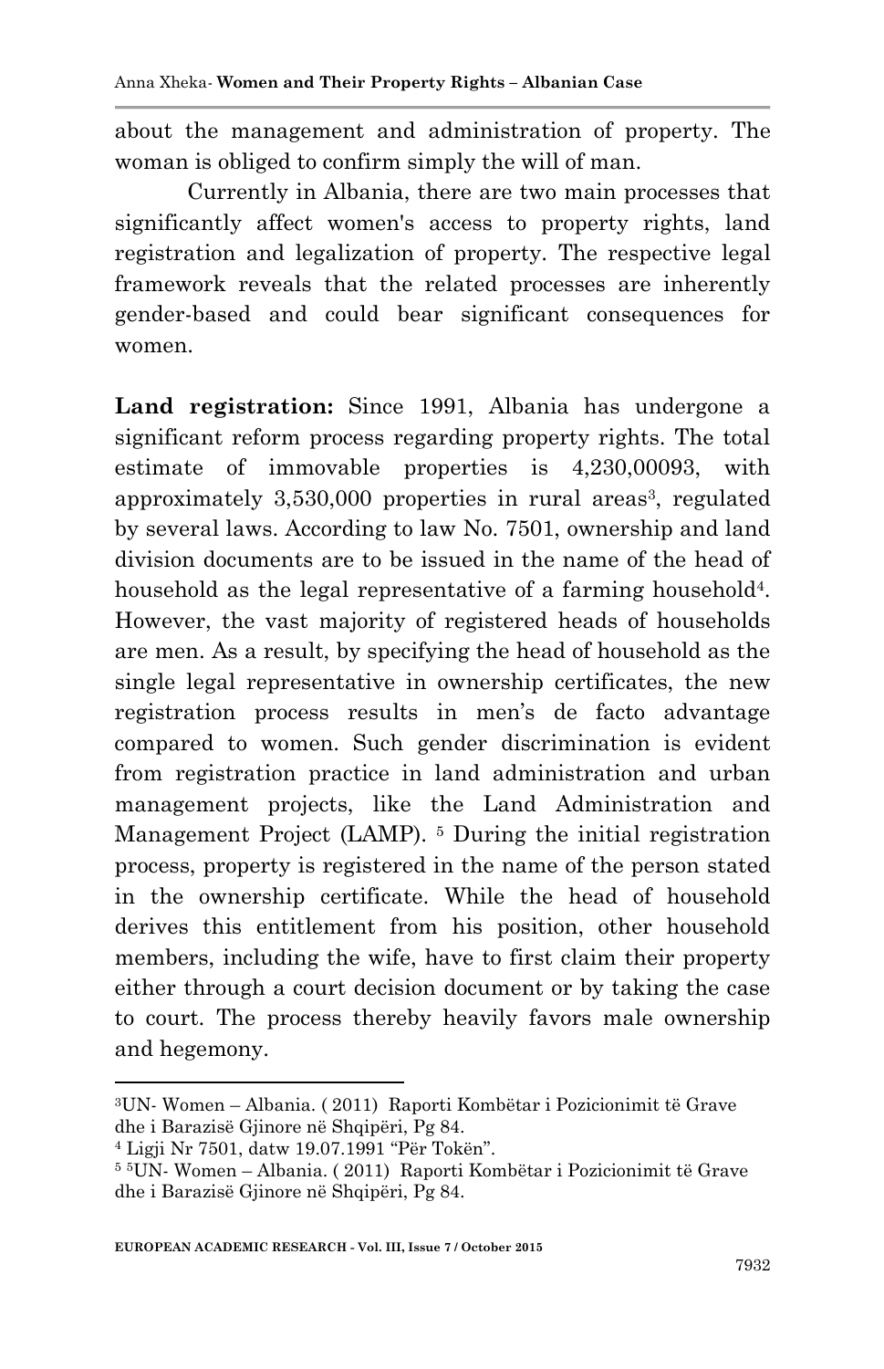about the management and administration of property. The woman is obliged to confirm simply the will of man.

Currently in Albania, there are two main processes that significantly affect women's access to property rights, land registration and legalization of property. The respective legal framework reveals that the related processes are inherently gender-based and could bear significant consequences for women.

**Land registration:** Since 1991, Albania has undergone a significant reform process regarding property rights. The total estimate of immovable properties is 4,230,00093, with approximately 3,530,000 properties in rural areas[3], regulated by several laws. According to law No. 7501, ownership and land division documents are to be issued in the name of the head of household as the legal representative of a farming household[4]. However, the vast majority of registered heads of households are men. As a result, by specifying the head of household as the single legal representative in ownership certificates, the new registration process results in men's de facto advantage compared to women. Such gender discrimination is evident from registration practice in land administration and urban management projects, like the Land Administration and Management Project (LAMP). [5] During the initial registration process, property is registered in the name of the person stated in the ownership certificate. While the head of household derives this entitlement from his position, other household members, including the wife, have to first claim their property either through a court decision document or by taking the case to court. The process thereby heavily favors male ownership and hegemony.

---

[3]UN- Women – Albania. ( 2011) Raporti Kombëtar i Pozicionimit të Grave dhe i Barazisë Gjinore në Shqipëri, Pg 84.

[4] Ligji Nr 7501, datw 19.07.1991 "Për Tokën".

[5] [5]UN- Women – Albania. ( 2011) Raporti Kombëtar i Pozicionimit të Grave dhe i Barazisë Gjinore në Shqipëri, Pg 84.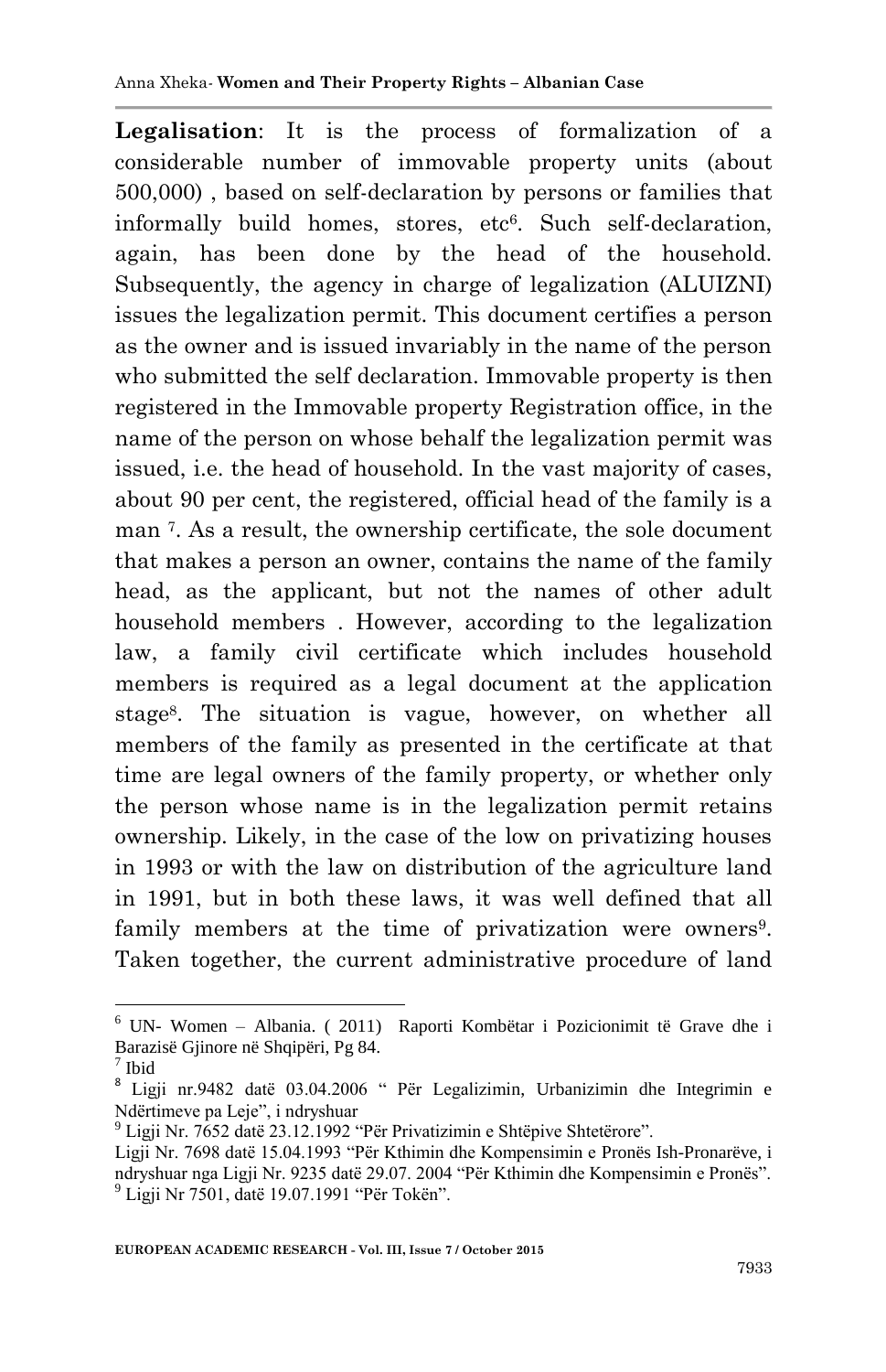**Legalisation**: It is the process of formalization of a considerable number of immovable property units (about 500,000) , based on self-declaration by persons or families that informally build homes, stores, etc[6]. Such self-declaration, again, has been done by the head of the household. Subsequently, the agency in charge of legalization (ALUIZNI) issues the legalization permit. This document certifies a person as the owner and is issued invariably in the name of the person who submitted the self declaration. Immovable property is then registered in the Immovable property Registration office, in the name of the person on whose behalf the legalization permit was issued, i.e. the head of household. In the vast majority of cases, about 90 per cent, the registered, official head of the family is a man [7]. As a result, the ownership certificate, the sole document that makes a person an owner, contains the name of the family head, as the applicant, but not the names of other adult household members . However, according to the legalization law, a family civil certificate which includes household members is required as a legal document at the application stage[8]. The situation is vague, however, on whether all members of the family as presented in the certificate at that time are legal owners of the family property, or whether only the person whose name is in the legalization permit retains ownership. Likely, in the case of the low on privatizing houses in 1993 or with the law on distribution of the agriculture land in 1991, but in both these laws, it was well defined that all family members at the time of privatization were owners[9]. Taken together, the current administrative procedure of land

---

[6] UN- Women – Albania. ( 2011) Raporti Kombëtar i Pozicionimit të Grave dhe i Barazisë Gjinore në Shqipëri, Pg 84.

[7] Ibid

[8] Ligji nr.9482 datë 03.04.2006 " Për Legalizimin, Urbanizimin dhe Integrimin e Ndërtimeve pa Leje", i ndryshuar

[9] Ligji Nr. 7652 datë 23.12.1992 "Për Privatizimin e Shtëpive Shtetërore".

Ligji Nr. 7698 datë 15.04.1993 "Për Kthimin dhe Kompensimin e Pronës Ish-Pronarëve, i ndryshuar nga Ligji Nr. 9235 datë 29.07. 2004 "Për Kthimin dhe Kompensimin e Pronës".

[9] Ligji Nr 7501, datë 19.07.1991 "Për Tokën".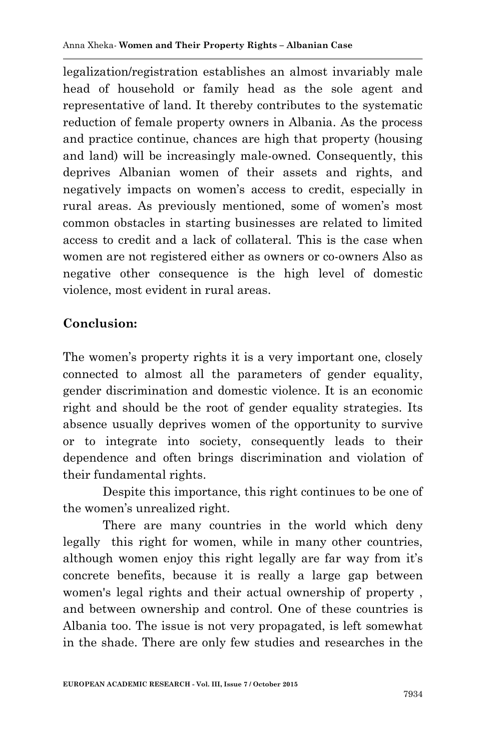legalization/registration establishes an almost invariably male head of household or family head as the sole agent and representative of land. It thereby contributes to the systematic reduction of female property owners in Albania. As the process and practice continue, chances are high that property (housing and land) will be increasingly male-owned. Consequently, this deprives Albanian women of their assets and rights, and negatively impacts on women's access to credit, especially in rural areas. As previously mentioned, some of women's most common obstacles in starting businesses are related to limited access to credit and a lack of collateral. This is the case when women are not registered either as owners or co-owners Also as negative other consequence is the high level of domestic violence, most evident in rural areas.

**Conclusion:**

The women's property rights it is a very important one, closely connected to almost all the parameters of gender equality, gender discrimination and domestic violence. It is an economic right and should be the root of gender equality strategies. Its absence usually deprives women of the opportunity to survive or to integrate into society, consequently leads to their dependence and often brings discrimination and violation of their fundamental rights.

Despite this importance, this right continues to be one of the women's unrealized right.

There are many countries in the world which deny legally this right for women, while in many other countries, although women enjoy this right legally are far way from it's concrete benefits, because it is really a large gap between women's legal rights and their actual ownership of property , and between ownership and control. One of these countries is Albania too. The issue is not very propagated, is left somewhat in the shade. There are only few studies and researches in the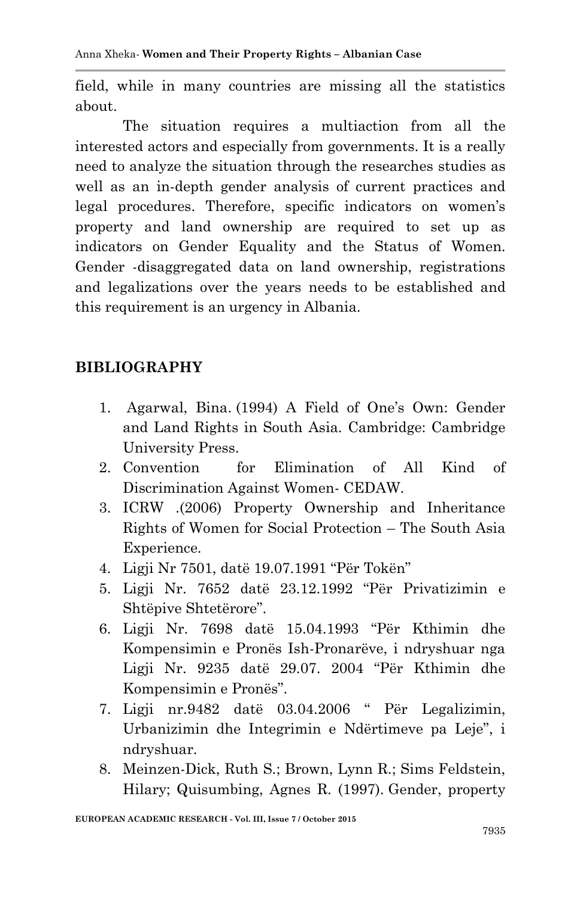field, while in many countries are missing all the statistics about.

The situation requires a multiaction from all the interested actors and especially from governments. It is a really need to analyze the situation through the researches studies as well as an in-depth gender analysis of current practices and legal procedures. Therefore, specific indicators on women's property and land ownership are required to set up as indicators on Gender Equality and the Status of Women. Gender -disaggregated data on land ownership, registrations and legalizations over the years needs to be established and this requirement is an urgency in Albania.

## BIBLIOGRAPHY

1. Agarwal, Bina. (1994) A Field of One's Own: Gender and Land Rights in South Asia. Cambridge: Cambridge University Press.
2. Convention for Elimination of All Kind of Discrimination Against Women- CEDAW.
3. ICRW .(2006) Property Ownership and Inheritance Rights of Women for Social Protection – The South Asia Experience.
4. Ligji Nr 7501, datë 19.07.1991 "Për Tokën"
5. Ligji Nr. 7652 datë 23.12.1992 "Për Privatizimin e Shtëpive Shtetërore".
6. Ligji Nr. 7698 datë 15.04.1993 "Për Kthimin dhe Kompensimin e Pronës Ish-Pronarëve, i ndryshuar nga Ligji Nr. 9235 datë 29.07. 2004 "Për Kthimin dhe Kompensimin e Pronës".
7. Ligji nr.9482 datë 03.04.2006 " Për Legalizimin, Urbanizimin dhe Integrimin e Ndërtimeve pa Leje", i ndryshuar.
8. Meinzen-Dick, Ruth S.; Brown, Lynn R.; Sims Feldstein, Hilary; Quisumbing, Agnes R. (1997). Gender, property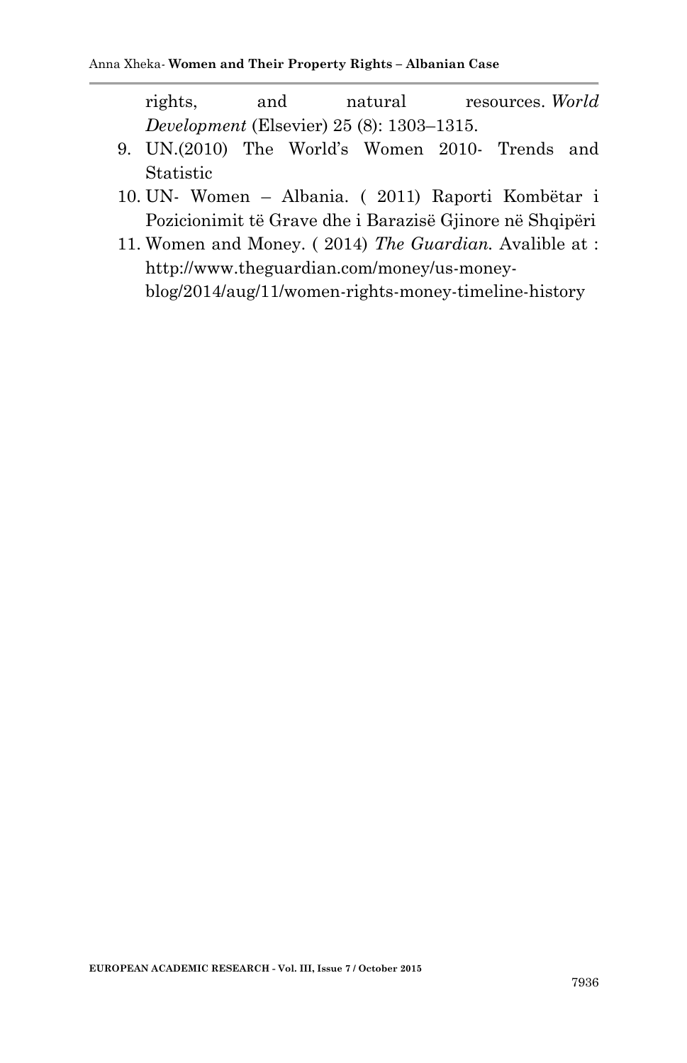rights, and natural resources. *World Development* (Elsevier) 25 (8): 1303–1315.

9. UN.(2010) The World's Women 2010- Trends and Statistic
10. UN- Women – Albania. ( 2011) Raporti Kombëtar i Pozicionimit të Grave dhe i Barazisë Gjinore në Shqipëri
11. Women and Money. ( 2014) *The Guardian*. Avalible at : http://www.theguardian.com/money/us-money-blog/2014/aug/11/women-rights-money-timeline-history